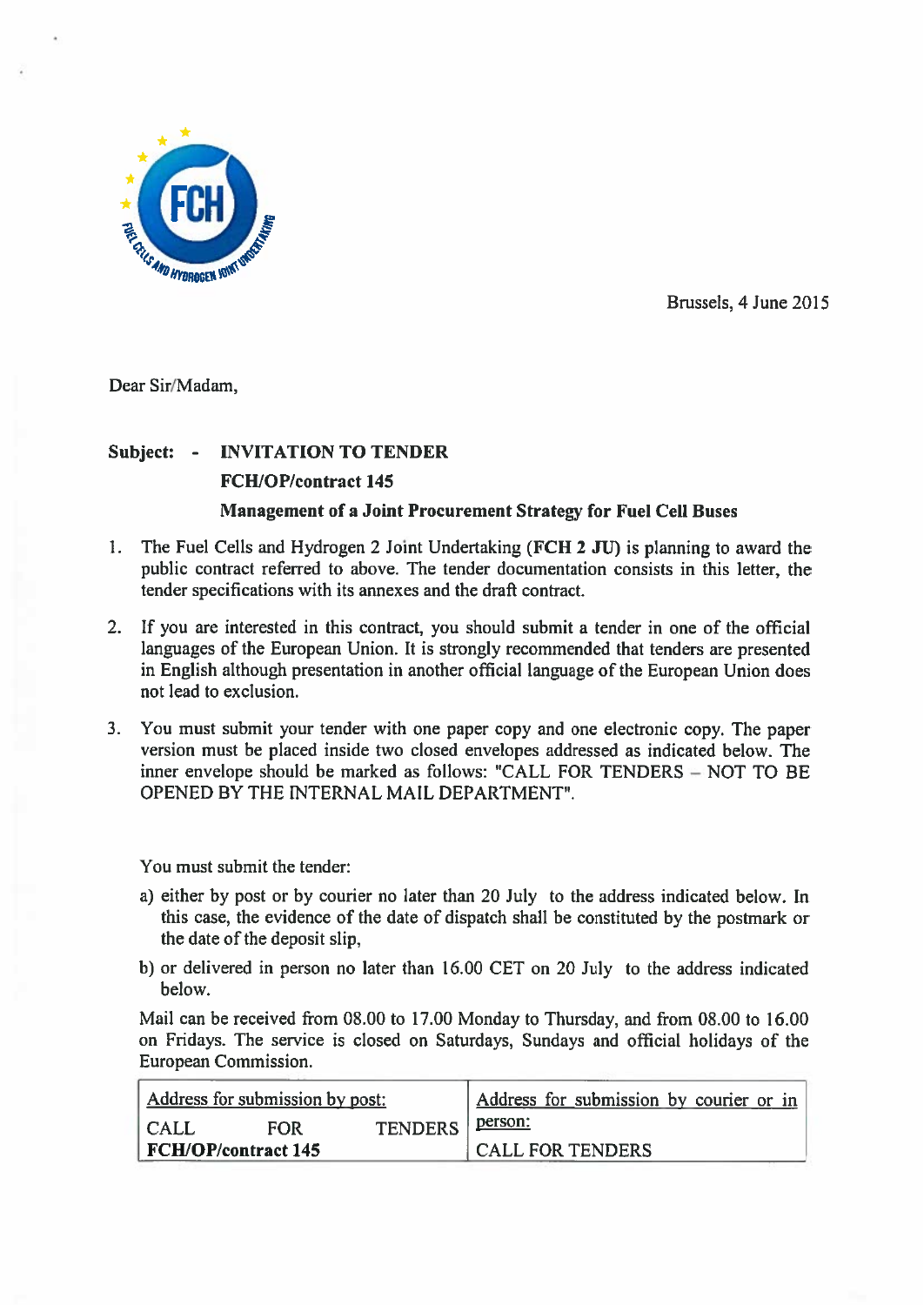Brussels, 4 June 2015

Dear Sir/Madam,

**Subject: - INVITATION TO TENDER**

**FCH/OP/contract 145**

**Management of a Joint Procurement Strategy for Fuel Cell Buses**

1. The Fuel Cells and Hydrogen 2 Joint Undertaking (**FCH 2 JU**) is planning to award the public contract referred to above. The tender documentation consists in this letter, the tender specifications with its annexes and the draft contract.

2. If you are interested in this contract, you should submit a tender in one of the official languages of the European Union. It is strongly recommended that tenders are presented in English although presentation in another official language of the European Union does not lead to exclusion.

3. You must submit your tender with one paper copy and one electronic copy. The paper version must be placed inside two closed envelopes addressed as indicated below. The inner envelope should be marked as follows: "CALL FOR TENDERS – NOT TO BE OPENED BY THE INTERNAL MAIL DEPARTMENT".

   You must submit the tender:

   a) either by post or by courier no later than 20 July to the address indicated below. In this case, the evidence of the date of dispatch shall be constituted by the postmark or the date of the deposit slip,

   b) or delivered in person no later than 16.00 CET on 20 July to the address indicated below.

   Mail can be received from 08.00 to 17.00 Monday to Thursday, and from 08.00 to 16.00 on Fridays. The service is closed on Saturdays, Sundays and official holidays of the European Commission.

| Address for submission by post: | Address for submission by courier or in person: |
| --- | --- |
| CALL FOR TENDERS **FCH/OP/contract 145** | CALL FOR TENDERS |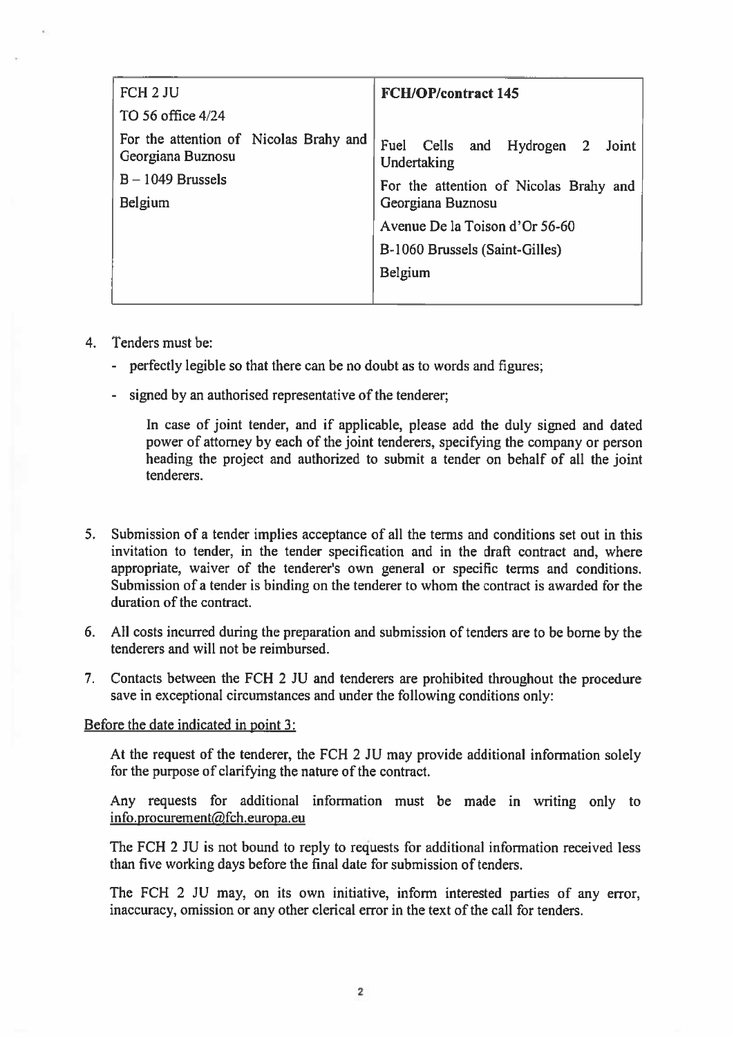| FCH 2 JU | **FCH/OP/contract 145** |
| --- | --- |
| TO 56 office 4/24 | |
| For the attention of Nicolas Brahy and Georgiana Buznosu | Fuel Cells and Hydrogen 2 Joint Undertaking |
| B – 1049 Brussels | For the attention of Nicolas Brahy and Georgiana Buznosu |
| Belgium | Avenue De la Toison d'Or 56-60 |
| | B-1060 Brussels (Saint-Gilles) |
| | Belgium |

4. Tenders must be:
   - perfectly legible so that there can be no doubt as to words and figures;
   - signed by an authorised representative of the tenderer;

     In case of joint tender, and if applicable, please add the duly signed and dated power of attorney by each of the joint tenderers, specifying the company or person heading the project and authorized to submit a tender on behalf of all the joint tenderers.

5. Submission of a tender implies acceptance of all the terms and conditions set out in this invitation to tender, in the tender specification and in the draft contract and, where appropriate, waiver of the tenderer's own general or specific terms and conditions. Submission of a tender is binding on the tenderer to whom the contract is awarded for the duration of the contract.

6. All costs incurred during the preparation and submission of tenders are to be borne by the tenderers and will not be reimbursed.

7. Contacts between the FCH 2 JU and tenderers are prohibited throughout the procedure save in exceptional circumstances and under the following conditions only:

<u>Before the date indicated in point 3:</u>

At the request of the tenderer, the FCH 2 JU may provide additional information solely for the purpose of clarifying the nature of the contract.

Any requests for additional information must be made in writing only to info.procurement@fch.europa.eu

The FCH 2 JU is not bound to reply to requests for additional information received less than five working days before the final date for submission of tenders.

The FCH 2 JU may, on its own initiative, inform interested parties of any error, inaccuracy, omission or any other clerical error in the text of the call for tenders.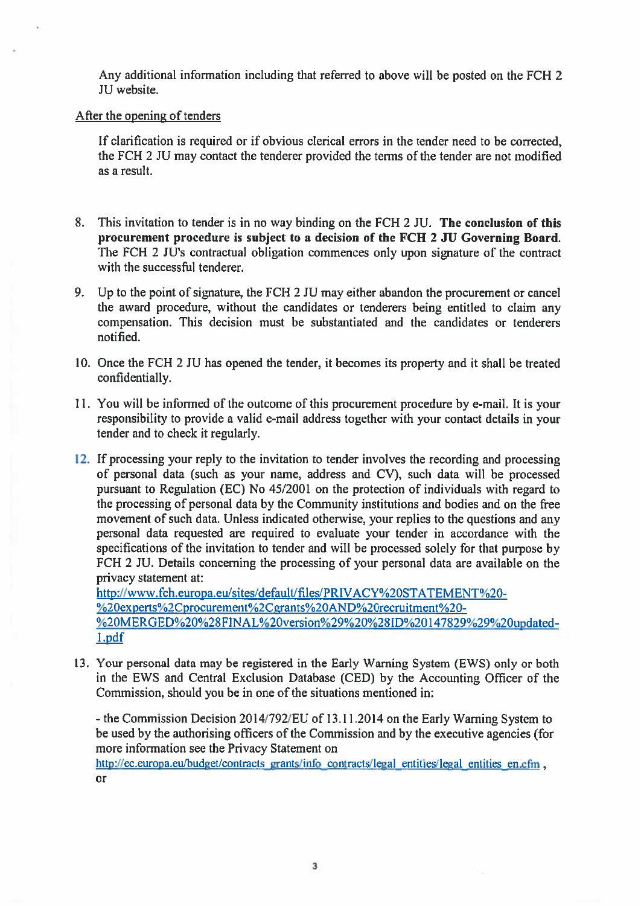Any additional information including that referred to above will be posted on the FCH 2 JU website.

After the opening of tenders

If clarification is required or if obvious clerical errors in the tender need to be corrected, the FCH 2 JU may contact the tenderer provided the terms of the tender are not modified as a result.

8. This invitation to tender is in no way binding on the FCH 2 JU. **The conclusion of this procurement procedure is subject to a decision of the FCH 2 JU Governing Board.** The FCH 2 JU's contractual obligation commences only upon signature of the contract with the successful tenderer.

9. Up to the point of signature, the FCH 2 JU may either abandon the procurement or cancel the award procedure, without the candidates or tenderers being entitled to claim any compensation. This decision must be substantiated and the candidates or tenderers notified.

10. Once the FCH 2 JU has opened the tender, it becomes its property and it shall be treated confidentially.

11. You will be informed of the outcome of this procurement procedure by e-mail. It is your responsibility to provide a valid e-mail address together with your contact details in your tender and to check it regularly.

12. If processing your reply to the invitation to tender involves the recording and processing of personal data (such as your name, address and CV), such data will be processed pursuant to Regulation (EC) No 45/2001 on the protection of individuals with regard to the processing of personal data by the Community institutions and bodies and on the free movement of such data. Unless indicated otherwise, your replies to the questions and any personal data requested are required to evaluate your tender in accordance with the specifications of the invitation to tender and will be processed solely for that purpose by FCH 2 JU. Details concerning the processing of your personal data are available on the privacy statement at:
[http://www.fch.europa.eu/sites/default/files/PRIVACY%20STATEMENT%20-%20experts%2Cprocurement%2Cgrants%20AND%20recruitment%20-%20MERGED%20%28FINAL%20version%29%20%28ID%20147829%29%20updated-1.pdf](http://www.fch.europa.eu/sites/default/files/PRIVACY%20STATEMENT%20-%20experts%2Cprocurement%2Cgrants%20AND%20recruitment%20-%20MERGED%20%28FINAL%20version%29%20%28ID%20147829%29%20updated-1.pdf)

13. Your personal data may be registered in the Early Warning System (EWS) only or both in the EWS and Central Exclusion Database (CED) by the Accounting Officer of the Commission, should you be in one of the situations mentioned in:

    - the Commission Decision 2014/792/EU of 13.11.2014 on the Early Warning System to be used by the authorising officers of the Commission and by the executive agencies (for more information see the Privacy Statement on [http://ec.europa.eu/budget/contracts_grants/info_contracts/legal_entities/legal_entities_en.cfm](http://ec.europa.eu/budget/contracts_grants/info_contracts/legal_entities/legal_entities_en.cfm) , or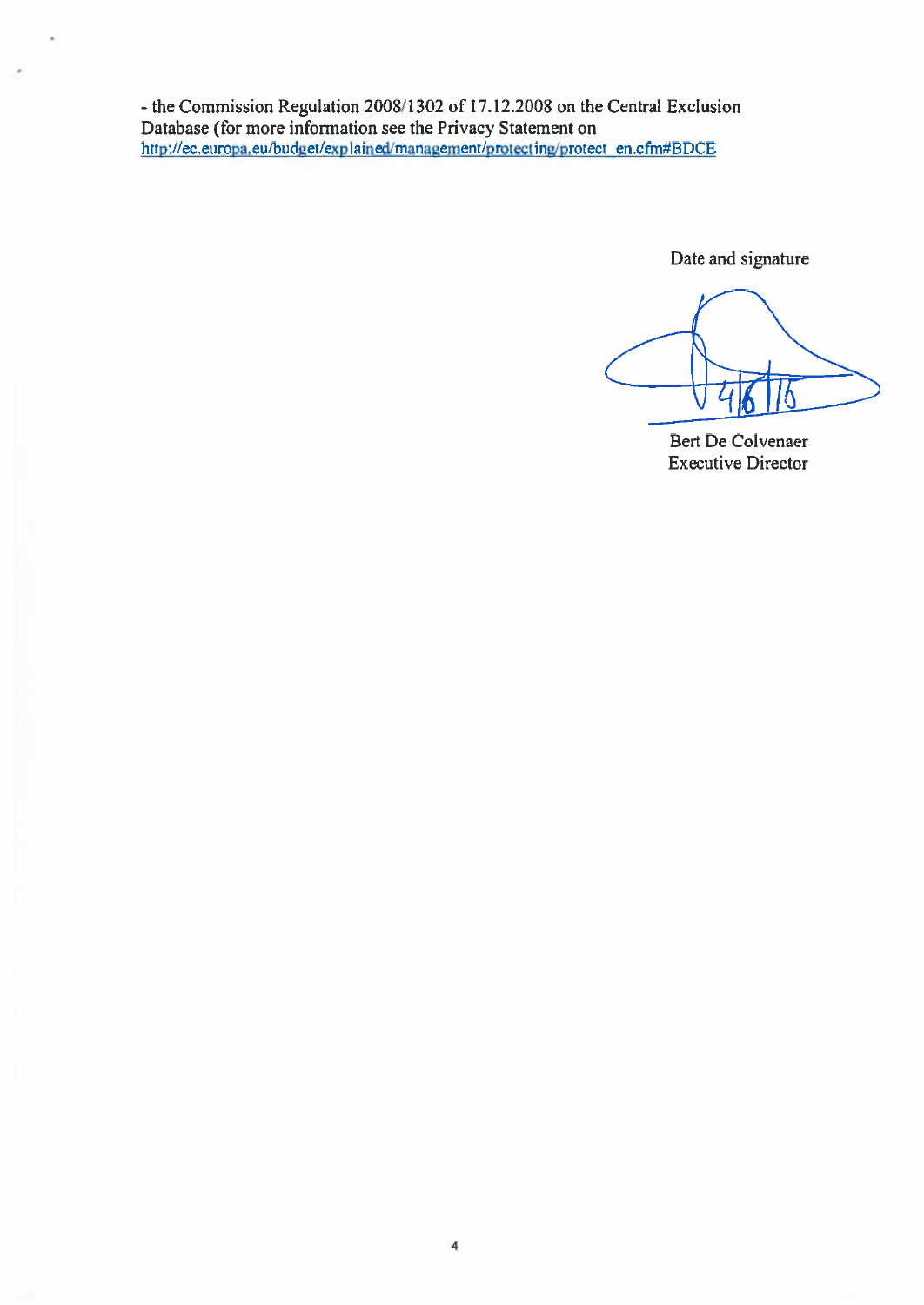- the Commission Regulation 2008/1302 of 17.12.2008 on the Central Exclusion Database (for more information see the Privacy Statement on http://ec.europa.eu/budget/explained/management/protecting/protect_en.cfm#BDCE

Date and signature

4/6/15

Bert De Colvenaer
Executive Director